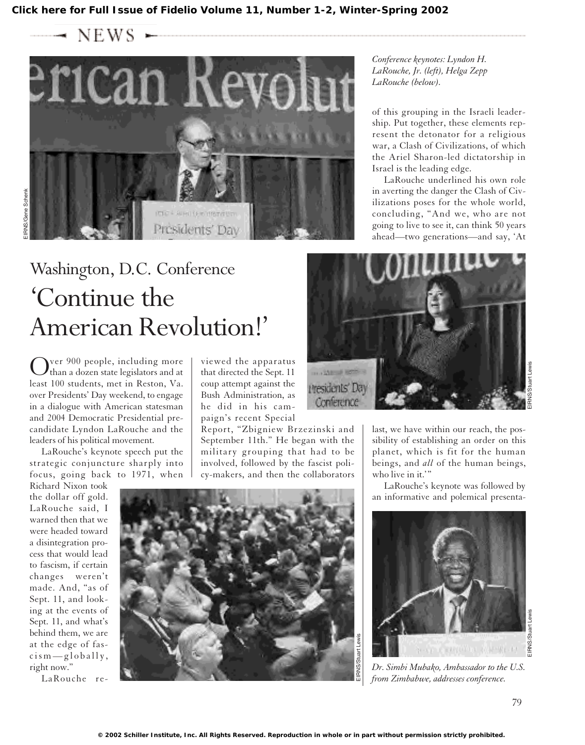# Washington, D.C. Conference

# 'Continue the American Revolution!'

Over 900 people, including more than a dozen state legislators and at least 100 students, met in Reston, Va. over Presidents' Day weekend, to engage in a dialogue with American statesman and 2004 Democratic Presidential pre-candidate Lyndon LaRouche and the leaders of his political movement.

LaRouche's keynote speech put the strategic conjuncture sharply into focus, going back to 1971, when Richard Nixon took the dollar off gold. LaRouche said, I warned then that we were headed toward a disintegration process that would lead to fascism, if certain changes weren't made. And, "as of Sept. 11, and looking at the events of Sept. 11, and what's behind them, we are at the edge of fascism—globally, right now."

LaRouche reviewed the apparatus that directed the Sept. 11 coup attempt against the Bush Administration, as he did in his campaign's recent Special Report, "Zbigniew Brzezinski and September 11th." He began with the military grouping that had to be involved, followed by the fascist policy-makers, and then the collaborators of this grouping in the Israeli leadership. Put together, these elements represent the detonator for a religious war, a Clash of Civilizations, of which the Ariel Sharon-led dictatorship in Israel is the leading edge.

LaRouche underlined his own role in averting the danger the Clash of Civilizations poses for the whole world, concluding, "And we, who are not going to live to see it, can think 50 years ahead—two generations—and say, 'At last, we have within our reach, the possibility of establishing an order on this planet, which is fit for the human beings, and *all* of the human beings, who live in it.'"

LaRouche's keynote was followed by an informative and polemical presenta-

*Conference keynotes: Lyndon H. LaRouche, Jr. (left), Helga Zepp LaRouche (below).*

*Dr. Simbi Mubako, Ambassador to the U.S. from Zimbabwe, addresses conference.*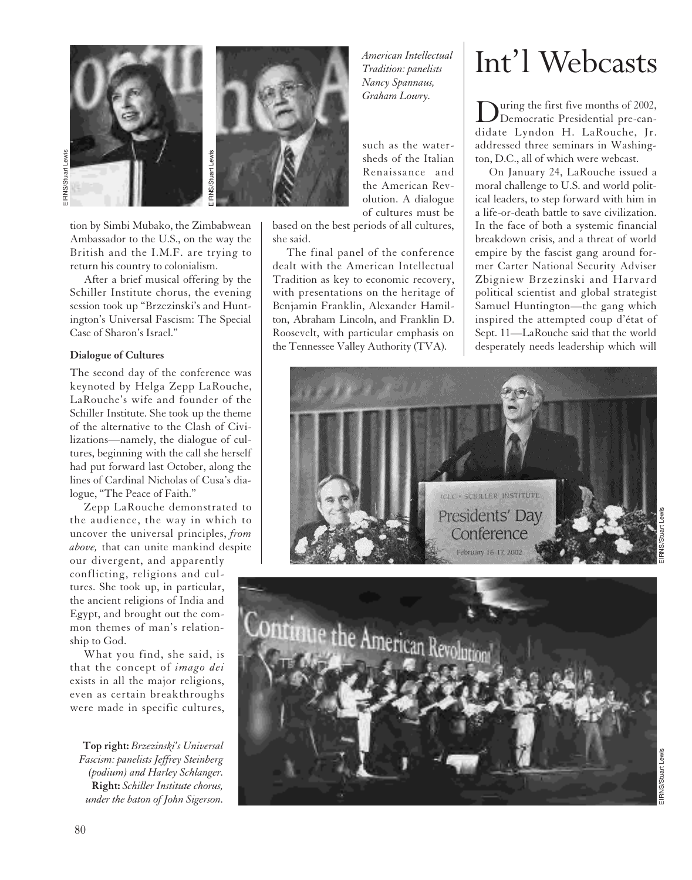*American Intellectual Tradition: panelists Nancy Spannaus, Graham Lowry.*

tion by Simbi Mubako, the Zimbabwean Ambassador to the U.S., on the way the British and the I.M.F. are trying to return his country to colonialism.

After a brief musical offering by the Schiller Institute chorus, the evening session took up "Brzezinski's and Huntington's Universal Fascism: The Special Case of Sharon's Israel."

**Dialogue of Cultures**

The second day of the conference was keynoted by Helga Zepp LaRouche, LaRouche's wife and founder of the Schiller Institute. She took up the theme of the alternative to the Clash of Civilizations—namely, the dialogue of cultures, beginning with the call she herself had put forward last October, along the lines of Cardinal Nicholas of Cusa's dialogue, "The Peace of Faith."

Zepp LaRouche demonstrated to the audience, the way in which to uncover the universal principles, *from above,* that can unite mankind despite our divergent, and apparently conflicting, religions and cultures. She took up, in particular, the ancient religions of India and Egypt, and brought out the common themes of man's relationship to God.

What you find, she said, is that the concept of *imago dei* exists in all the major religions, even as certain breakthroughs were made in specific cultures, such as the watersheds of the Italian Renaissance and the American Revolution. A dialogue of cultures must be based on the best periods of all cultures, she said.

The final panel of the conference dealt with the American Intellectual Tradition as key to economic recovery, with presentations on the heritage of Benjamin Franklin, Alexander Hamilton, Abraham Lincoln, and Franklin D. Roosevelt, with particular emphasis on the Tennessee Valley Authority (TVA).

# Int'l Webcasts

During the first five months of 2002, Democratic Presidential pre-candidate Lyndon H. LaRouche, Jr. addressed three seminars in Washington, D.C., all of which were webcast.

On January 24, LaRouche issued a moral challenge to U.S. and world political leaders, to step forward with him in a life-or-death battle to save civilization. In the face of both a systemic financial breakdown crisis, and a threat of world empire by the fascist gang around former Carter National Security Adviser Zbigniew Brzezinski and Harvard political scientist and global strategist Samuel Huntington—the gang which inspired the attempted coup d'état of Sept. 11—LaRouche said that the world desperately needs leadership which will

**Top right:** *Brzezinski's Universal Fascism: panelists Jeffrey Steinberg (podium) and Harley Schlanger.*
**Right:** *Schiller Institute chorus, under the baton of John Sigerson.*